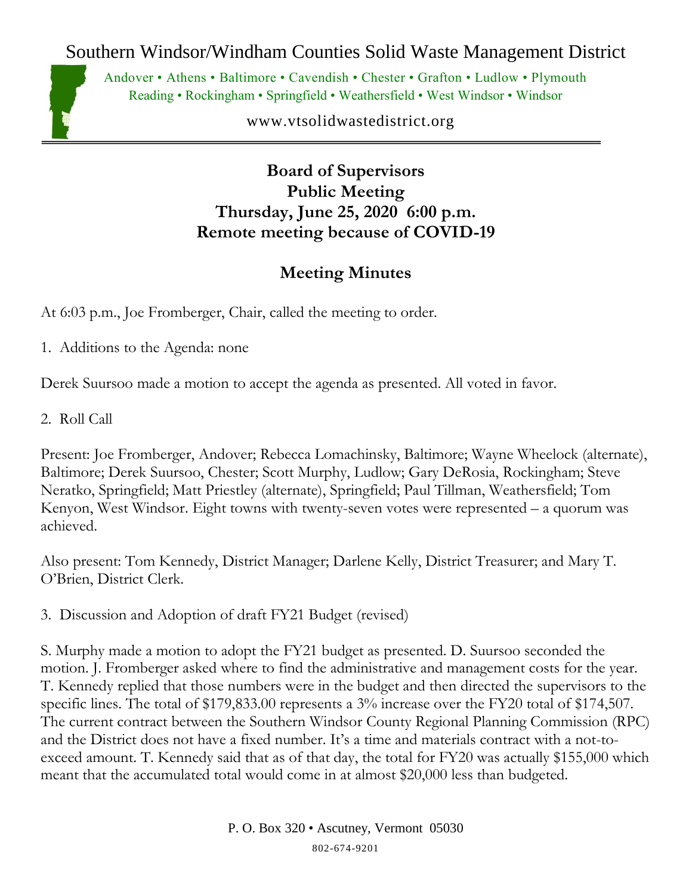# Southern Windsor/Windham Counties Solid Waste Management District

Andover • Athens • Baltimore • Cavendish • Chester • Grafton • Ludlow • Plymouth
Reading • Rockingham • Springfield • Weathersfield • West Windsor • Windsor

www.vtsolidwastedistrict.org

---

## Board of Supervisors
## Public Meeting
## Thursday, June 25, 2020 6:00 p.m.
## Remote meeting because of COVID-19

## Meeting Minutes

At 6:03 p.m., Joe Fromberger, Chair, called the meeting to order.

1. Additions to the Agenda: none

Derek Suursoo made a motion to accept the agenda as presented. All voted in favor.

2. Roll Call

Present: Joe Fromberger, Andover; Rebecca Lomachinsky, Baltimore; Wayne Wheelock (alternate), Baltimore; Derek Suursoo, Chester; Scott Murphy, Ludlow; Gary DeRosia, Rockingham; Steve Neratko, Springfield; Matt Priestley (alternate), Springfield; Paul Tillman, Weathersfield; Tom Kenyon, West Windsor. Eight towns with twenty-seven votes were represented – a quorum was achieved.

Also present: Tom Kennedy, District Manager; Darlene Kelly, District Treasurer; and Mary T. O'Brien, District Clerk.

3. Discussion and Adoption of draft FY21 Budget (revised)

S. Murphy made a motion to adopt the FY21 budget as presented. D. Suursoo seconded the motion. J. Fromberger asked where to find the administrative and management costs for the year. T. Kennedy replied that those numbers were in the budget and then directed the supervisors to the specific lines. The total of $179,833.00 represents a 3% increase over the FY20 total of $174,507. The current contract between the Southern Windsor County Regional Planning Commission (RPC) and the District does not have a fixed number. It's a time and materials contract with a not-to-exceed amount. T. Kennedy said that as of that day, the total for FY20 was actually $155,000 which meant that the accumulated total would come in at almost $20,000 less than budgeted.

P. O. Box 320 • Ascutney, Vermont 05030
802-674-9201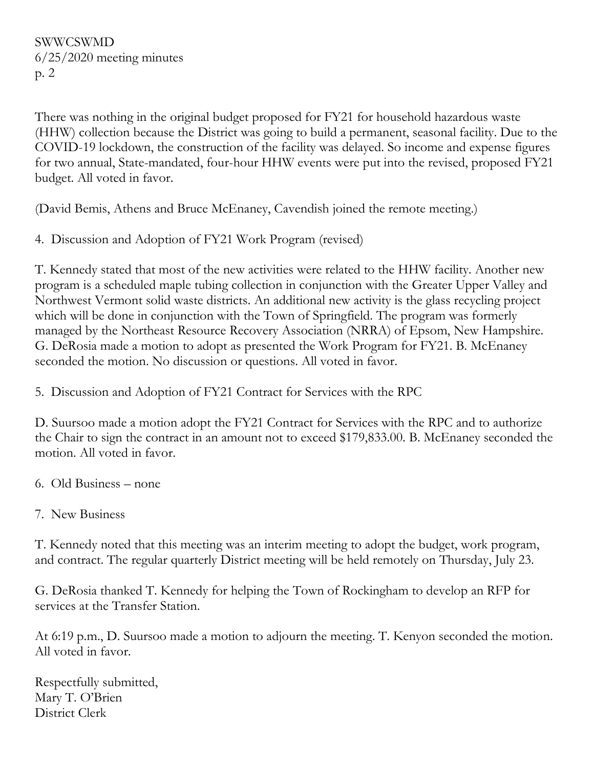There was nothing in the original budget proposed for FY21 for household hazardous waste (HHW) collection because the District was going to build a permanent, seasonal facility. Due to the COVID-19 lockdown, the construction of the facility was delayed. So income and expense figures for two annual, State-mandated, four-hour HHW events were put into the revised, proposed FY21 budget. All voted in favor.

(David Bemis, Athens and Bruce McEnaney, Cavendish joined the remote meeting.)

4. Discussion and Adoption of FY21 Work Program (revised)

T. Kennedy stated that most of the new activities were related to the HHW facility. Another new program is a scheduled maple tubing collection in conjunction with the Greater Upper Valley and Northwest Vermont solid waste districts. An additional new activity is the glass recycling project which will be done in conjunction with the Town of Springfield. The program was formerly managed by the Northeast Resource Recovery Association (NRRA) of Epsom, New Hampshire. G. DeRosia made a motion to adopt as presented the Work Program for FY21. B. McEnaney seconded the motion. No discussion or questions. All voted in favor.

5. Discussion and Adoption of FY21 Contract for Services with the RPC

D. Suursoo made a motion adopt the FY21 Contract for Services with the RPC and to authorize the Chair to sign the contract in an amount not to exceed $179,833.00. B. McEnaney seconded the motion. All voted in favor.

6. Old Business – none

7. New Business

T. Kennedy noted that this meeting was an interim meeting to adopt the budget, work program, and contract. The regular quarterly District meeting will be held remotely on Thursday, July 23.

G. DeRosia thanked T. Kennedy for helping the Town of Rockingham to develop an RFP for services at the Transfer Station.

At 6:19 p.m., D. Suursoo made a motion to adjourn the meeting. T. Kenyon seconded the motion. All voted in favor.

Respectfully submitted,
Mary T. O'Brien
District Clerk